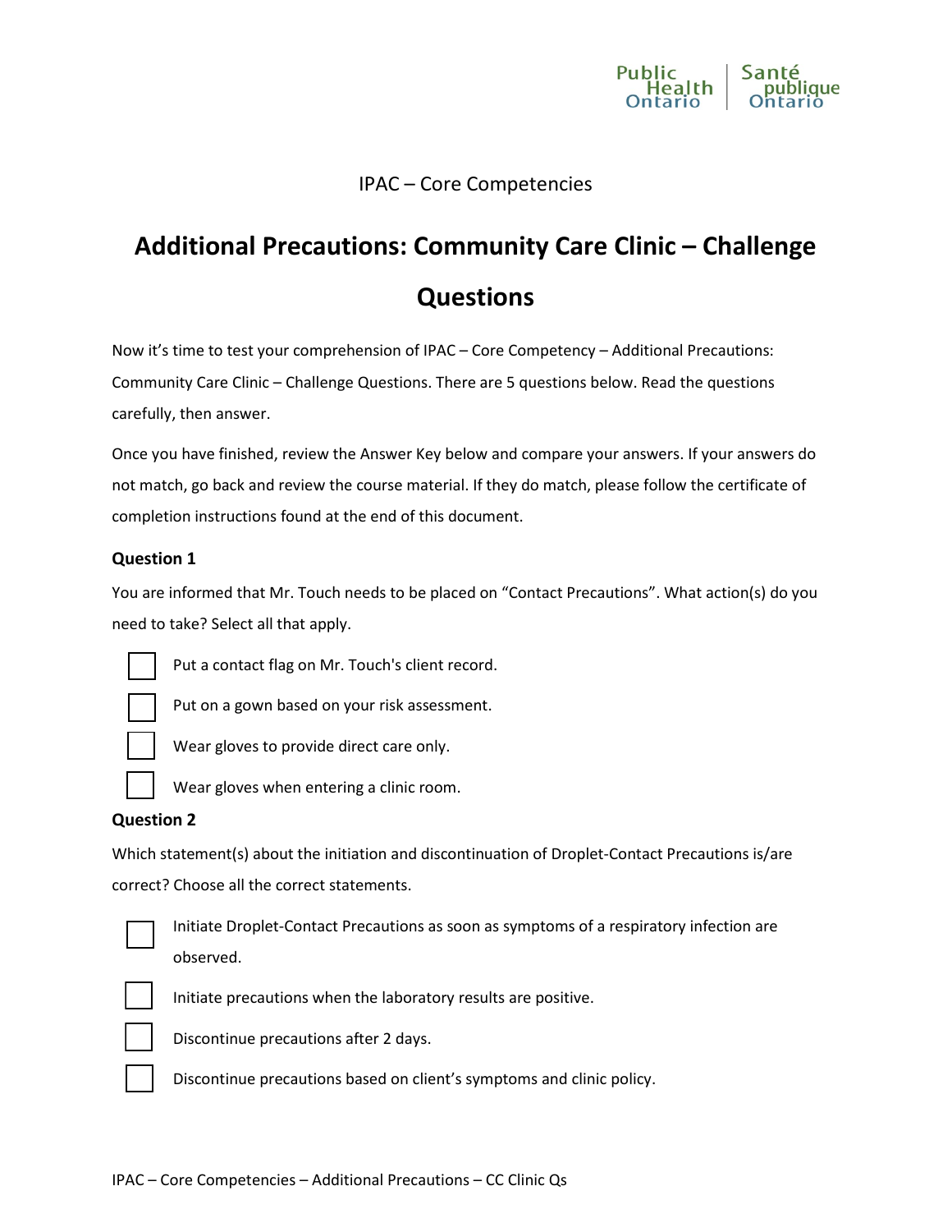IPAC – Core Competencies

# Additional Precautions: Community Care Clinic – Challenge Questions

Now it's time to test your comprehension of IPAC – Core Competency – Additional Precautions: Community Care Clinic – Challenge Questions. There are 5 questions below. Read the questions carefully, then answer.

Once you have finished, review the Answer Key below and compare your answers. If your answers do not match, go back and review the course material. If they do match, please follow the certificate of completion instructions found at the end of this document.

### Question 1

You are informed that Mr. Touch needs to be placed on "Contact Precautions". What action(s) do you need to take? Select all that apply.

- [ ] Put a contact flag on Mr. Touch's client record.
- [ ] Put on a gown based on your risk assessment.
- [ ] Wear gloves to provide direct care only.
- [ ] Wear gloves when entering a clinic room.

### Question 2

Which statement(s) about the initiation and discontinuation of Droplet-Contact Precautions is/are correct? Choose all the correct statements.

- [ ] Initiate Droplet-Contact Precautions as soon as symptoms of a respiratory infection are observed.
- [ ] Initiate precautions when the laboratory results are positive.
- [ ] Discontinue precautions after 2 days.
- [ ] Discontinue precautions based on client's symptoms and clinic policy.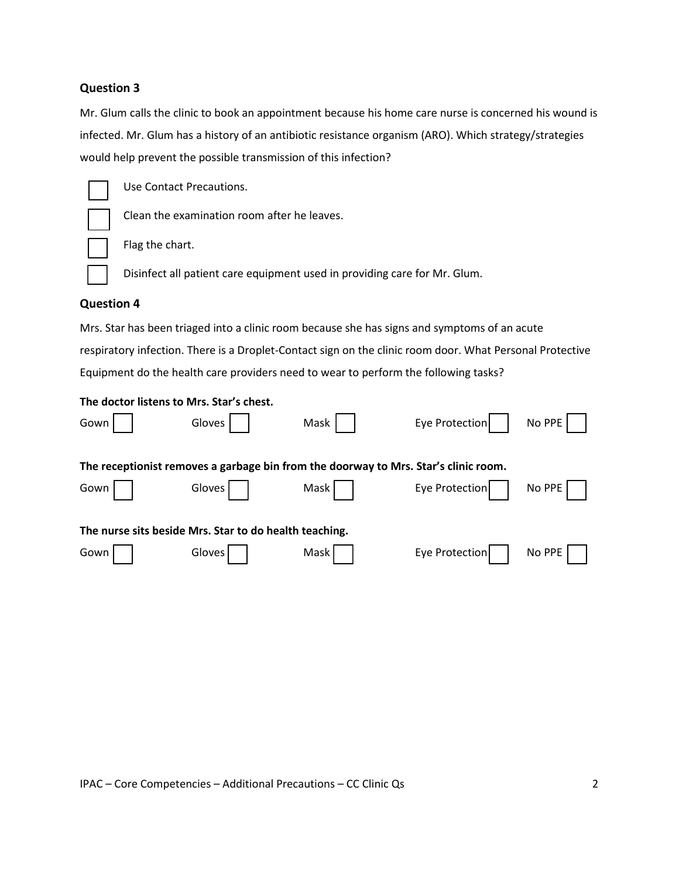### Question 3

Mr. Glum calls the clinic to book an appointment because his home care nurse is concerned his wound is infected. Mr. Glum has a history of an antibiotic resistance organism (ARO). Which strategy/strategies would help prevent the possible transmission of this infection?

- ☐ Use Contact Precautions.
- ☐ Clean the examination room after he leaves.
- ☐ Flag the chart.
- ☐ Disinfect all patient care equipment used in providing care for Mr. Glum.

### Question 4

Mrs. Star has been triaged into a clinic room because she has signs and symptoms of an acute respiratory infection. There is a Droplet-Contact sign on the clinic room door. What Personal Protective Equipment do the health care providers need to wear to perform the following tasks?

**The doctor listens to Mrs. Star's chest.**

Gown ☐ Gloves ☐ Mask ☐ Eye Protection ☐ No PPE ☐

**The receptionist removes a garbage bin from the doorway to Mrs. Star's clinic room.**

Gown ☐ Gloves ☐ Mask ☐ Eye Protection ☐ No PPE ☐

**The nurse sits beside Mrs. Star to do health teaching.**

Gown ☐ Gloves ☐ Mask ☐ Eye Protection ☐ No PPE ☐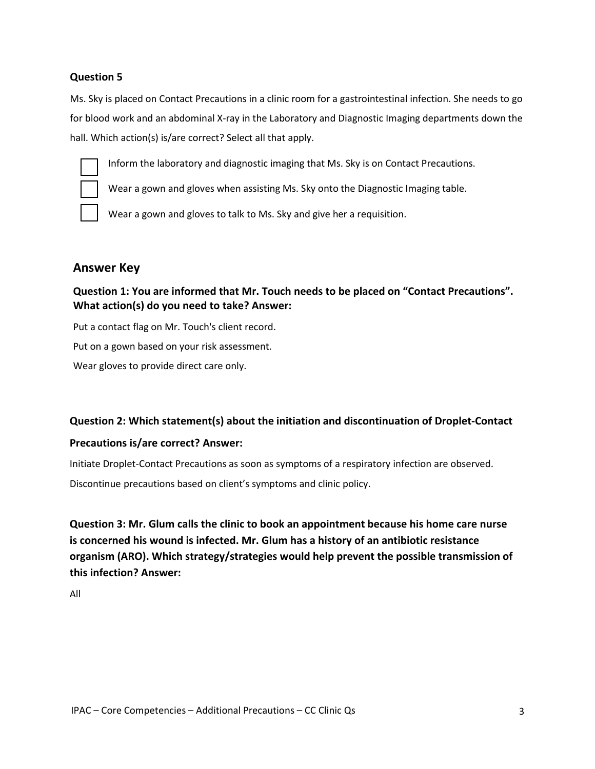### Question 5

Ms. Sky is placed on Contact Precautions in a clinic room for a gastrointestinal infection. She needs to go for blood work and an abdominal X-ray in the Laboratory and Diagnostic Imaging departments down the hall. Which action(s) is/are correct? Select all that apply.

- [ ] Inform the laboratory and diagnostic imaging that Ms. Sky is on Contact Precautions.
- [ ] Wear a gown and gloves when assisting Ms. Sky onto the Diagnostic Imaging table.
- [ ] Wear a gown and gloves to talk to Ms. Sky and give her a requisition.

## Answer Key

### Question 1: You are informed that Mr. Touch needs to be placed on "Contact Precautions". What action(s) do you need to take? Answer:

Put a contact flag on Mr. Touch's client record.

Put on a gown based on your risk assessment.

Wear gloves to provide direct care only.

### Question 2: Which statement(s) about the initiation and discontinuation of Droplet-Contact Precautions is/are correct? Answer:

Initiate Droplet-Contact Precautions as soon as symptoms of a respiratory infection are observed.

Discontinue precautions based on client's symptoms and clinic policy.

### Question 3: Mr. Glum calls the clinic to book an appointment because his home care nurse is concerned his wound is infected. Mr. Glum has a history of an antibiotic resistance organism (ARO). Which strategy/strategies would help prevent the possible transmission of this infection? Answer:

All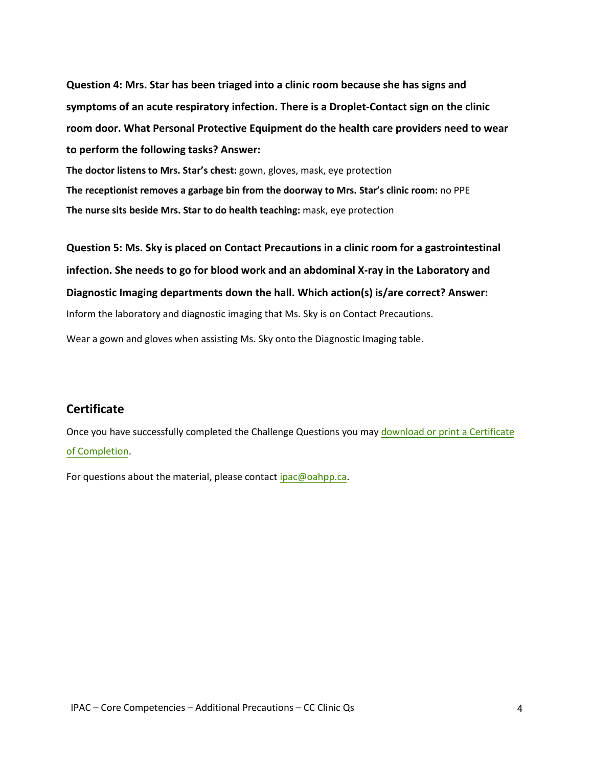**Question 4: Mrs. Star has been triaged into a clinic room because she has signs and symptoms of an acute respiratory infection. There is a Droplet-Contact sign on the clinic room door. What Personal Protective Equipment do the health care providers need to wear to perform the following tasks? Answer:**

**The doctor listens to Mrs. Star's chest:** gown, gloves, mask, eye protection

**The receptionist removes a garbage bin from the doorway to Mrs. Star's clinic room:** no PPE

**The nurse sits beside Mrs. Star to do health teaching:** mask, eye protection

**Question 5: Ms. Sky is placed on Contact Precautions in a clinic room for a gastrointestinal infection. She needs to go for blood work and an abdominal X-ray in the Laboratory and Diagnostic Imaging departments down the hall. Which action(s) is/are correct? Answer:**

Inform the laboratory and diagnostic imaging that Ms. Sky is on Contact Precautions.

Wear a gown and gloves when assisting Ms. Sky onto the Diagnostic Imaging table.

## Certificate

Once you have successfully completed the Challenge Questions you may download or print a Certificate of Completion.

For questions about the material, please contact ipac@oahpp.ca.